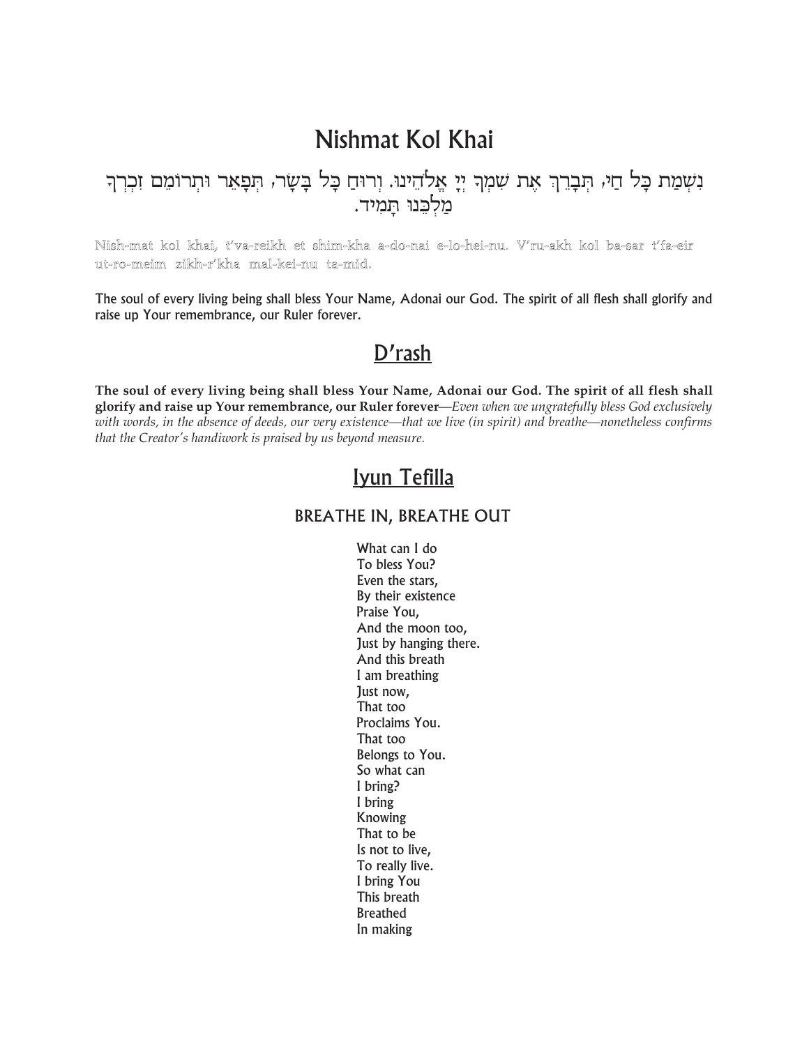# Nishmat Kol Khai

נִשְׁמַת כָּל חַי, תְּבָרֵךְ אֶת שִׁמְךָ יְיָ אֱלֹהֵינוּ. וְרוּחַ כָּל בָּשָׂר, תְּפָאֵר וּתְרוֹמֵם זִכְרְךָ מַלְכֵּנוּ תָּמִיד.

Nish-mat kol khai, t'va-reikh et shim-kha a-do-nai e-lo-hei-nu. V'ru-akh kol ba-sar t'fa-eir ut-ro-meim zikh-r'kha mal-kei-nu ta-mid.

The soul of every living being shall bless Your Name, Adonai our God. The spirit of all flesh shall glorify and raise up Your remembrance, our Ruler forever.

## D'rash

**The soul of every living being shall bless Your Name, Adonai our God. The spirit of all flesh shall glorify and raise up Your remembrance, our Ruler forever**—*Even when we ungratefully bless God exclusively with words, in the absence of deeds, our very existence—that we live (in spirit) and breathe—nonetheless confirms that the Creator's handiwork is praised by us beyond measure.*

## Iyun Tefilla

### BREATHE IN, BREATHE OUT

What can I do  
To bless You?  
Even the stars,  
By their existence  
Praise You,  
And the moon too,  
Just by hanging there.  
And this breath  
I am breathing  
Just now,  
That too  
Proclaims You.  
That too  
Belongs to You.  
So what can  
I bring?  
I bring  
Knowing  
That to be  
Is not to live,  
To really live.  
I bring You  
This breath  
Breathed  
In making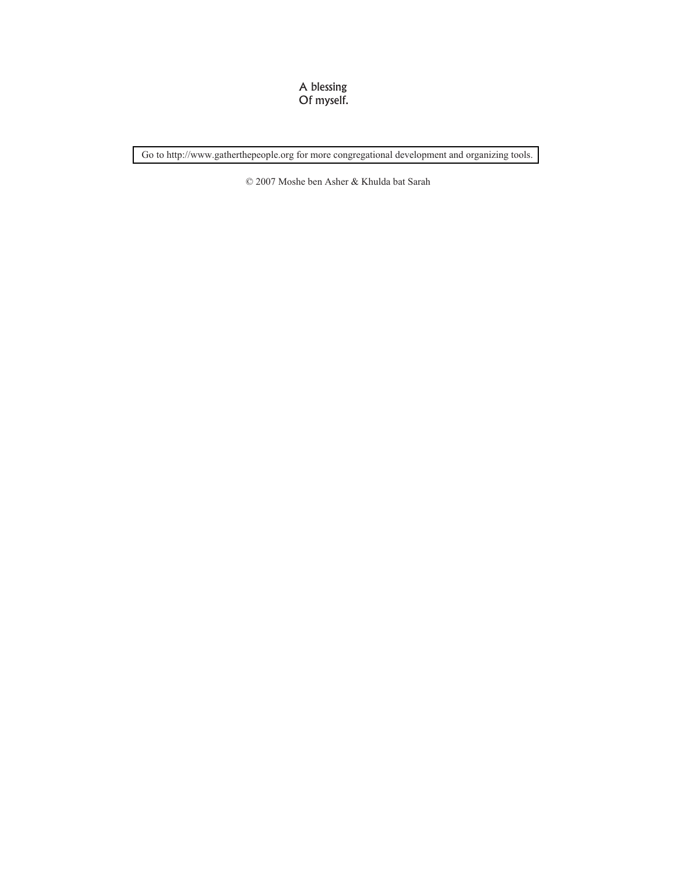A blessing
Of myself.

Go to http://www.gatherthepeople.org for more congregational development and organizing tools.

© 2007 Moshe ben Asher & Khulda bat Sarah